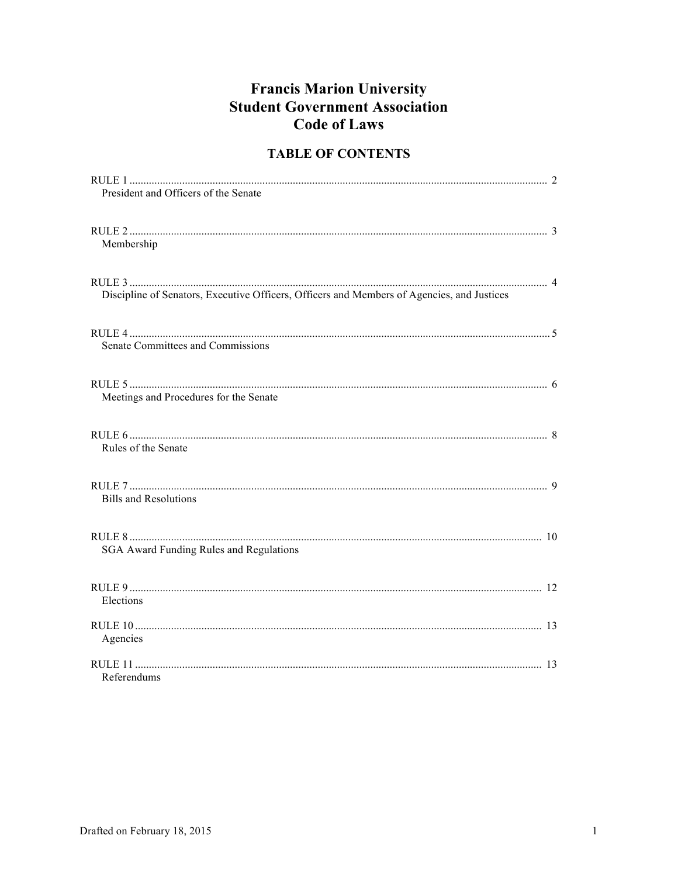# Francis Marion University
# Student Government Association
# Code of Laws

## TABLE OF CONTENTS

RULE 1 ..................................................................................................................................... 2
President and Officers of the Senate

RULE 2 ..................................................................................................................................... 3
Membership

RULE 3 ..................................................................................................................................... 4
Discipline of Senators, Executive Officers, Officers and Members of Agencies, and Justices

RULE 4 ..................................................................................................................................... 5
Senate Committees and Commissions

RULE 5 ..................................................................................................................................... 6
Meetings and Procedures for the Senate

RULE 6 ..................................................................................................................................... 8
Rules of the Senate

RULE 7 ..................................................................................................................................... 9
Bills and Resolutions

RULE 8 ..................................................................................................................................... 10
SGA Award Funding Rules and Regulations

RULE 9 ..................................................................................................................................... 12
Elections

RULE 10 ................................................................................................................................... 13
Agencies

RULE 11 ................................................................................................................................... 13
Referendums

Drafted on February 18, 2015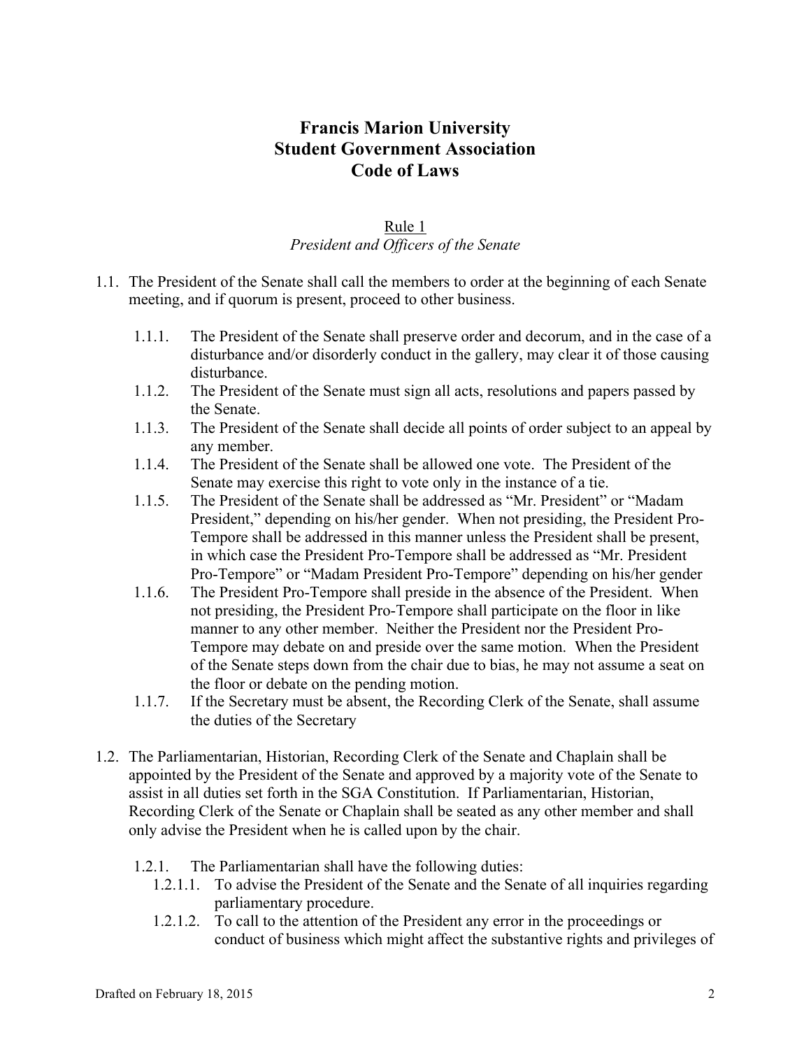# Francis Marion University
# Student Government Association
# Code of Laws

## Rule 1
### *President and Officers of the Senate*

1.1. The President of the Senate shall call the members to order at the beginning of each Senate meeting, and if quorum is present, proceed to other business.

- 1.1.1. The President of the Senate shall preserve order and decorum, and in the case of a disturbance and/or disorderly conduct in the gallery, may clear it of those causing disturbance.
- 1.1.2. The President of the Senate must sign all acts, resolutions and papers passed by the Senate.
- 1.1.3. The President of the Senate shall decide all points of order subject to an appeal by any member.
- 1.1.4. The President of the Senate shall be allowed one vote. The President of the Senate may exercise this right to vote only in the instance of a tie.
- 1.1.5. The President of the Senate shall be addressed as "Mr. President" or "Madam President," depending on his/her gender. When not presiding, the President Pro-Tempore shall be addressed in this manner unless the President shall be present, in which case the President Pro-Tempore shall be addressed as "Mr. President Pro-Tempore" or "Madam President Pro-Tempore" depending on his/her gender
- 1.1.6. The President Pro-Tempore shall preside in the absence of the President. When not presiding, the President Pro-Tempore shall participate on the floor in like manner to any other member. Neither the President nor the President Pro-Tempore may debate on and preside over the same motion. When the President of the Senate steps down from the chair due to bias, he may not assume a seat on the floor or debate on the pending motion.
- 1.1.7. If the Secretary must be absent, the Recording Clerk of the Senate, shall assume the duties of the Secretary

1.2. The Parliamentarian, Historian, Recording Clerk of the Senate and Chaplain shall be appointed by the President of the Senate and approved by a majority vote of the Senate to assist in all duties set forth in the SGA Constitution. If Parliamentarian, Historian, Recording Clerk of the Senate or Chaplain shall be seated as any other member and shall only advise the President when he is called upon by the chair.

- 1.2.1. The Parliamentarian shall have the following duties:
  - 1.2.1.1. To advise the President of the Senate and the Senate of all inquiries regarding parliamentary procedure.
  - 1.2.1.2. To call to the attention of the President any error in the proceedings or conduct of business which might affect the substantive rights and privileges of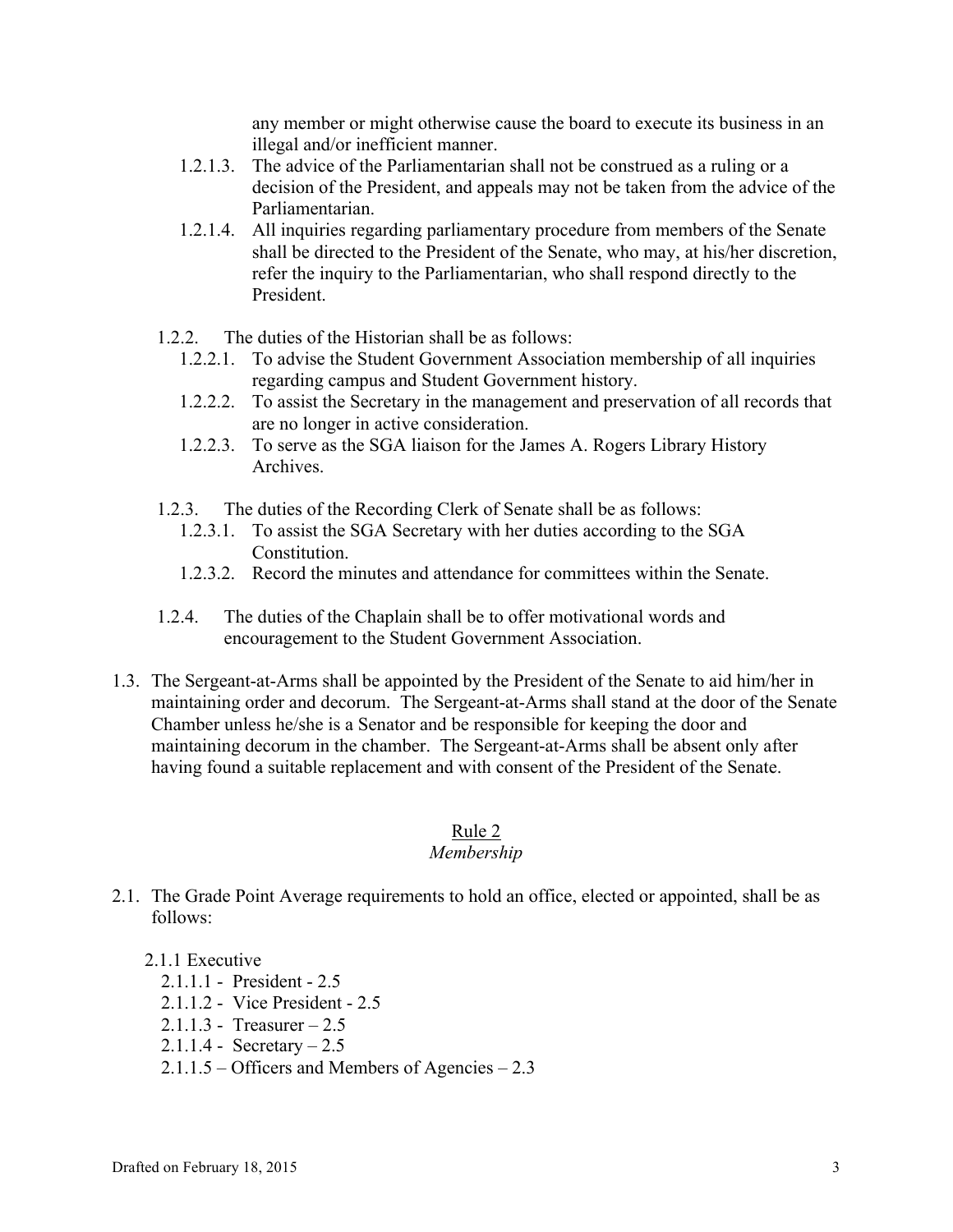any member or might otherwise cause the board to execute its business in an illegal and/or inefficient manner.

- 1.2.1.3. The advice of the Parliamentarian shall not be construed as a ruling or a decision of the President, and appeals may not be taken from the advice of the Parliamentarian.
- 1.2.1.4. All inquiries regarding parliamentary procedure from members of the Senate shall be directed to the President of the Senate, who may, at his/her discretion, refer the inquiry to the Parliamentarian, who shall respond directly to the President.

1.2.2. The duties of the Historian shall be as follows:

- 1.2.2.1. To advise the Student Government Association membership of all inquiries regarding campus and Student Government history.
- 1.2.2.2. To assist the Secretary in the management and preservation of all records that are no longer in active consideration.
- 1.2.2.3. To serve as the SGA liaison for the James A. Rogers Library History Archives.

1.2.3. The duties of the Recording Clerk of Senate shall be as follows:

- 1.2.3.1. To assist the SGA Secretary with her duties according to the SGA Constitution.
- 1.2.3.2. Record the minutes and attendance for committees within the Senate.

1.2.4. The duties of the Chaplain shall be to offer motivational words and encouragement to the Student Government Association.

1.3. The Sergeant-at-Arms shall be appointed by the President of the Senate to aid him/her in maintaining order and decorum. The Sergeant-at-Arms shall stand at the door of the Senate Chamber unless he/she is a Senator and be responsible for keeping the door and maintaining decorum in the chamber. The Sergeant-at-Arms shall be absent only after having found a suitable replacement and with consent of the President of the Senate.

## Rule 2
*Membership*

2.1. The Grade Point Average requirements to hold an office, elected or appointed, shall be as follows:

2.1.1 Executive

- 2.1.1.1 - President - 2.5
- 2.1.1.2 - Vice President - 2.5
- 2.1.1.3 - Treasurer – 2.5
- 2.1.1.4 - Secretary – 2.5
- 2.1.1.5 – Officers and Members of Agencies – 2.3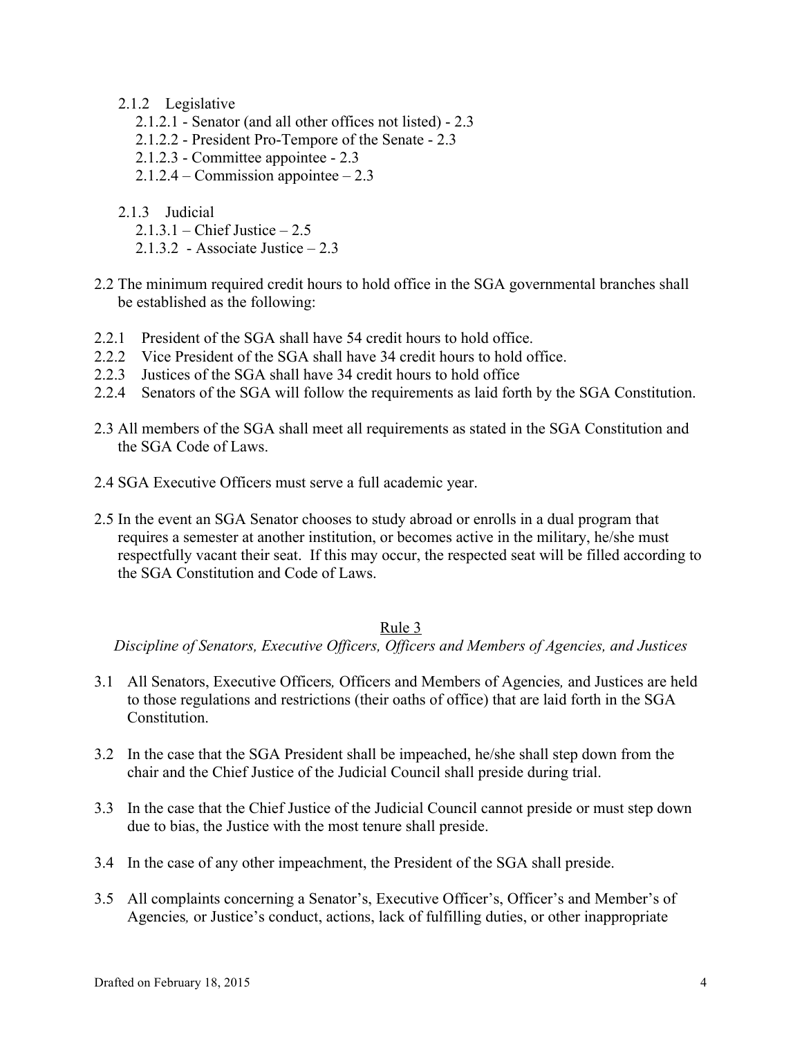2.1.2 Legislative

2.1.2.1 - Senator (and all other offices not listed) - 2.3
2.1.2.2 - President Pro-Tempore of the Senate - 2.3
2.1.2.3 - Committee appointee - 2.3
2.1.2.4 – Commission appointee – 2.3

2.1.3 Judicial

2.1.3.1 – Chief Justice – 2.5
2.1.3.2 - Associate Justice – 2.3

2.2 The minimum required credit hours to hold office in the SGA governmental branches shall be established as the following:

2.2.1 President of the SGA shall have 54 credit hours to hold office.
2.2.2 Vice President of the SGA shall have 34 credit hours to hold office.
2.2.3 Justices of the SGA shall have 34 credit hours to hold office
2.2.4 Senators of the SGA will follow the requirements as laid forth by the SGA Constitution.

2.3 All members of the SGA shall meet all requirements as stated in the SGA Constitution and the SGA Code of Laws.

2.4 SGA Executive Officers must serve a full academic year.

2.5 In the event an SGA Senator chooses to study abroad or enrolls in a dual program that requires a semester at another institution, or becomes active in the military, he/she must respectfully vacant their seat. If this may occur, the respected seat will be filled according to the SGA Constitution and Code of Laws.

## Rule 3

*Discipline of Senators, Executive Officers, Officers and Members of Agencies, and Justices*

3.1 All Senators, Executive Officers*,* Officers and Members of Agencies*,* and Justices are held to those regulations and restrictions (their oaths of office) that are laid forth in the SGA Constitution.

3.2 In the case that the SGA President shall be impeached, he/she shall step down from the chair and the Chief Justice of the Judicial Council shall preside during trial.

3.3 In the case that the Chief Justice of the Judicial Council cannot preside or must step down due to bias, the Justice with the most tenure shall preside.

3.4 In the case of any other impeachment, the President of the SGA shall preside.

3.5 All complaints concerning a Senator's, Executive Officer's, Officer's and Member's of Agencies*,* or Justice's conduct, actions, lack of fulfilling duties, or other inappropriate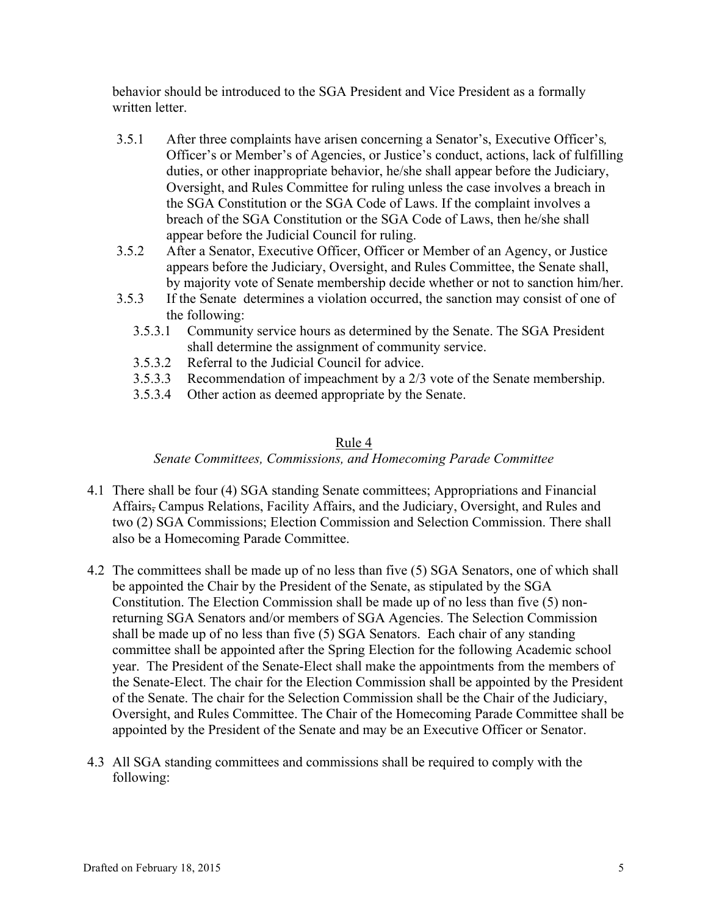behavior should be introduced to the SGA President and Vice President as a formally written letter.

- 3.5.1 After three complaints have arisen concerning a Senator's, Executive Officer's, Officer's or Member's of Agencies, or Justice's conduct, actions, lack of fulfilling duties, or other inappropriate behavior, he/she shall appear before the Judiciary, Oversight, and Rules Committee for ruling unless the case involves a breach in the SGA Constitution or the SGA Code of Laws. If the complaint involves a breach of the SGA Constitution or the SGA Code of Laws, then he/she shall appear before the Judicial Council for ruling.
- 3.5.2 After a Senator, Executive Officer, Officer or Member of an Agency, or Justice appears before the Judiciary, Oversight, and Rules Committee, the Senate shall, by majority vote of Senate membership decide whether or not to sanction him/her.
- 3.5.3 If the Senate determines a violation occurred, the sanction may consist of one of the following:
  - 3.5.3.1 Community service hours as determined by the Senate. The SGA President shall determine the assignment of community service.
  - 3.5.3.2 Referral to the Judicial Council for advice.
  - 3.5.3.3 Recommendation of impeachment by a 2/3 vote of the Senate membership.
  - 3.5.3.4 Other action as deemed appropriate by the Senate.

## Rule 4

*Senate Committees, Commissions, and Homecoming Parade Committee*

4.1 There shall be four (4) SGA standing Senate committees; Appropriations and Financial Affairs~~,~~ Campus Relations, Facility Affairs, and the Judiciary, Oversight, and Rules and two (2) SGA Commissions; Election Commission and Selection Commission. There shall also be a Homecoming Parade Committee.

4.2 The committees shall be made up of no less than five (5) SGA Senators, one of which shall be appointed the Chair by the President of the Senate, as stipulated by the SGA Constitution. The Election Commission shall be made up of no less than five (5) non-returning SGA Senators and/or members of SGA Agencies. The Selection Commission shall be made up of no less than five (5) SGA Senators. Each chair of any standing committee shall be appointed after the Spring Election for the following Academic school year. The President of the Senate-Elect shall make the appointments from the members of the Senate-Elect. The chair for the Election Commission shall be appointed by the President of the Senate. The chair for the Selection Commission shall be the Chair of the Judiciary, Oversight, and Rules Committee. The Chair of the Homecoming Parade Committee shall be appointed by the President of the Senate and may be an Executive Officer or Senator.

4.3 All SGA standing committees and commissions shall be required to comply with the following: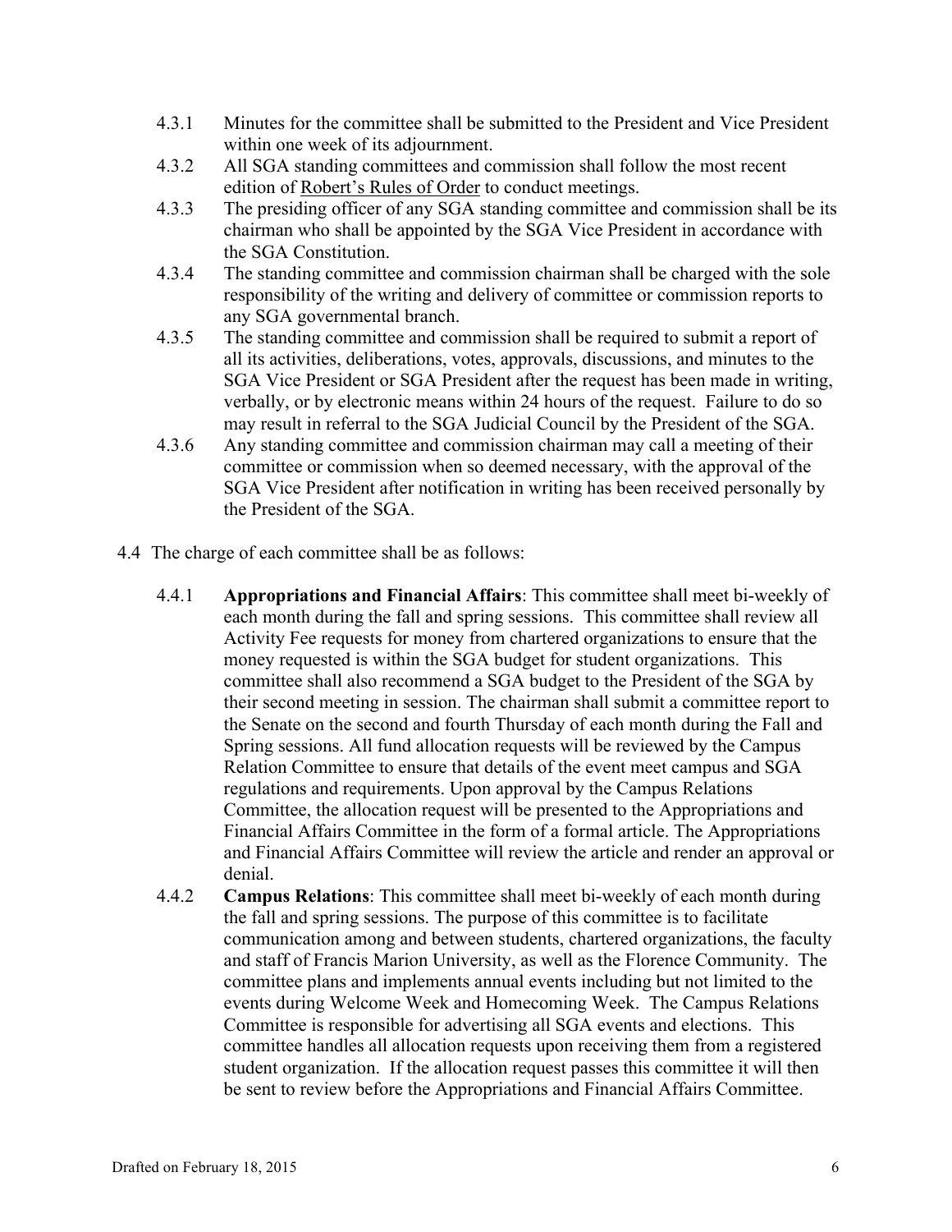4.3.1 Minutes for the committee shall be submitted to the President and Vice President within one week of its adjournment.

4.3.2 All SGA standing committees and commission shall follow the most recent edition of <u>Robert's Rules of Order</u> to conduct meetings.

4.3.3 The presiding officer of any SGA standing committee and commission shall be its chairman who shall be appointed by the SGA Vice President in accordance with the SGA Constitution.

4.3.4 The standing committee and commission chairman shall be charged with the sole responsibility of the writing and delivery of committee or commission reports to any SGA governmental branch.

4.3.5 The standing committee and commission shall be required to submit a report of all its activities, deliberations, votes, approvals, discussions, and minutes to the SGA Vice President or SGA President after the request has been made in writing, verbally, or by electronic means within 24 hours of the request. Failure to do so may result in referral to the SGA Judicial Council by the President of the SGA.

4.3.6 Any standing committee and commission chairman may call a meeting of their committee or commission when so deemed necessary, with the approval of the SGA Vice President after notification in writing has been received personally by the President of the SGA.

4.4 The charge of each committee shall be as follows:

4.4.1 **Appropriations and Financial Affairs**: This committee shall meet bi-weekly of each month during the fall and spring sessions. This committee shall review all Activity Fee requests for money from chartered organizations to ensure that the money requested is within the SGA budget for student organizations. This committee shall also recommend a SGA budget to the President of the SGA by their second meeting in session. The chairman shall submit a committee report to the Senate on the second and fourth Thursday of each month during the Fall and Spring sessions. All fund allocation requests will be reviewed by the Campus Relation Committee to ensure that details of the event meet campus and SGA regulations and requirements. Upon approval by the Campus Relations Committee, the allocation request will be presented to the Appropriations and Financial Affairs Committee in the form of a formal article. The Appropriations and Financial Affairs Committee will review the article and render an approval or denial.

4.4.2 **Campus Relations**: This committee shall meet bi-weekly of each month during the fall and spring sessions. The purpose of this committee is to facilitate communication among and between students, chartered organizations, the faculty and staff of Francis Marion University, as well as the Florence Community. The committee plans and implements annual events including but not limited to the events during Welcome Week and Homecoming Week. The Campus Relations Committee is responsible for advertising all SGA events and elections. This committee handles all allocation requests upon receiving them from a registered student organization. If the allocation request passes this committee it will then be sent to review before the Appropriations and Financial Affairs Committee.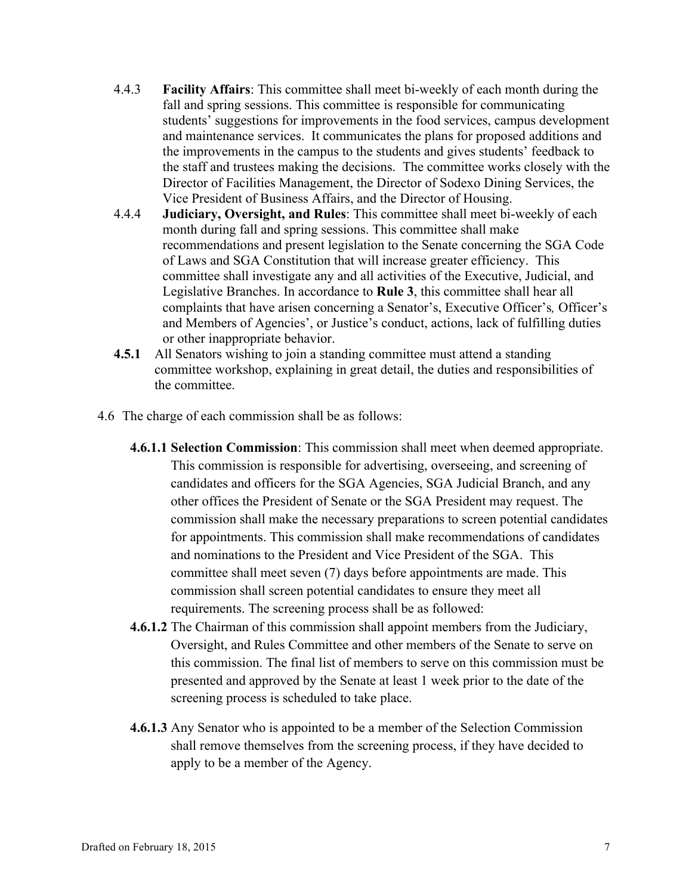4.4.3 **Facility Affairs**: This committee shall meet bi-weekly of each month during the fall and spring sessions. This committee is responsible for communicating students' suggestions for improvements in the food services, campus development and maintenance services. It communicates the plans for proposed additions and the improvements in the campus to the students and gives students' feedback to the staff and trustees making the decisions. The committee works closely with the Director of Facilities Management, the Director of Sodexo Dining Services, the Vice President of Business Affairs, and the Director of Housing.

4.4.4 **Judiciary, Oversight, and Rules**: This committee shall meet bi-weekly of each month during fall and spring sessions. This committee shall make recommendations and present legislation to the Senate concerning the SGA Code of Laws and SGA Constitution that will increase greater efficiency. This committee shall investigate any and all activities of the Executive, Judicial, and Legislative Branches. In accordance to **Rule 3**, this committee shall hear all complaints that have arisen concerning a Senator's, Executive Officer's*,* Officer's and Members of Agencies', or Justice's conduct, actions, lack of fulfilling duties or other inappropriate behavior.

**4.5.1** All Senators wishing to join a standing committee must attend a standing committee workshop, explaining in great detail, the duties and responsibilities of the committee.

4.6 The charge of each commission shall be as follows:

**4.6.1.1 Selection Commission**: This commission shall meet when deemed appropriate. This commission is responsible for advertising, overseeing, and screening of candidates and officers for the SGA Agencies, SGA Judicial Branch, and any other offices the President of Senate or the SGA President may request. The commission shall make the necessary preparations to screen potential candidates for appointments. This commission shall make recommendations of candidates and nominations to the President and Vice President of the SGA. This committee shall meet seven (7) days before appointments are made. This commission shall screen potential candidates to ensure they meet all requirements. The screening process shall be as followed:

**4.6.1.2** The Chairman of this commission shall appoint members from the Judiciary, Oversight, and Rules Committee and other members of the Senate to serve on this commission. The final list of members to serve on this commission must be presented and approved by the Senate at least 1 week prior to the date of the screening process is scheduled to take place.

**4.6.1.3** Any Senator who is appointed to be a member of the Selection Commission shall remove themselves from the screening process, if they have decided to apply to be a member of the Agency.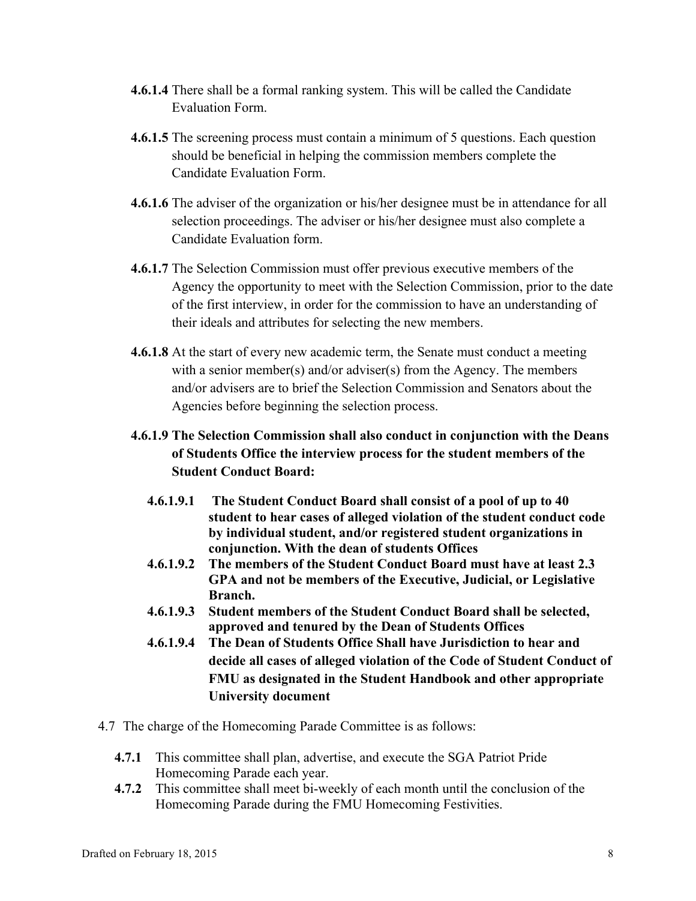**4.6.1.4** There shall be a formal ranking system. This will be called the Candidate Evaluation Form.

**4.6.1.5** The screening process must contain a minimum of 5 questions. Each question should be beneficial in helping the commission members complete the Candidate Evaluation Form.

**4.6.1.6** The adviser of the organization or his/her designee must be in attendance for all selection proceedings. The adviser or his/her designee must also complete a Candidate Evaluation form.

**4.6.1.7** The Selection Commission must offer previous executive members of the Agency the opportunity to meet with the Selection Commission, prior to the date of the first interview, in order for the commission to have an understanding of their ideals and attributes for selecting the new members.

**4.6.1.8** At the start of every new academic term, the Senate must conduct a meeting with a senior member(s) and/or adviser(s) from the Agency. The members and/or advisers are to brief the Selection Commission and Senators about the Agencies before beginning the selection process.

**4.6.1.9 The Selection Commission shall also conduct in conjunction with the Deans of Students Office the interview process for the student members of the Student Conduct Board:**

- **4.6.1.9.1 The Student Conduct Board shall consist of a pool of up to 40 student to hear cases of alleged violation of the student conduct code by individual student, and/or registered student organizations in conjunction. With the dean of students Offices**
- **4.6.1.9.2 The members of the Student Conduct Board must have at least 2.3 GPA and not be members of the Executive, Judicial, or Legislative Branch.**
- **4.6.1.9.3 Student members of the Student Conduct Board shall be selected, approved and tenured by the Dean of Students Offices**
- **4.6.1.9.4 The Dean of Students Office Shall have Jurisdiction to hear and decide all cases of alleged violation of the Code of Student Conduct of FMU as designated in the Student Handbook and other appropriate University document**

4.7 The charge of the Homecoming Parade Committee is as follows:

- **4.7.1** This committee shall plan, advertise, and execute the SGA Patriot Pride Homecoming Parade each year.
- **4.7.2** This committee shall meet bi-weekly of each month until the conclusion of the Homecoming Parade during the FMU Homecoming Festivities.

Drafted on February 18, 2015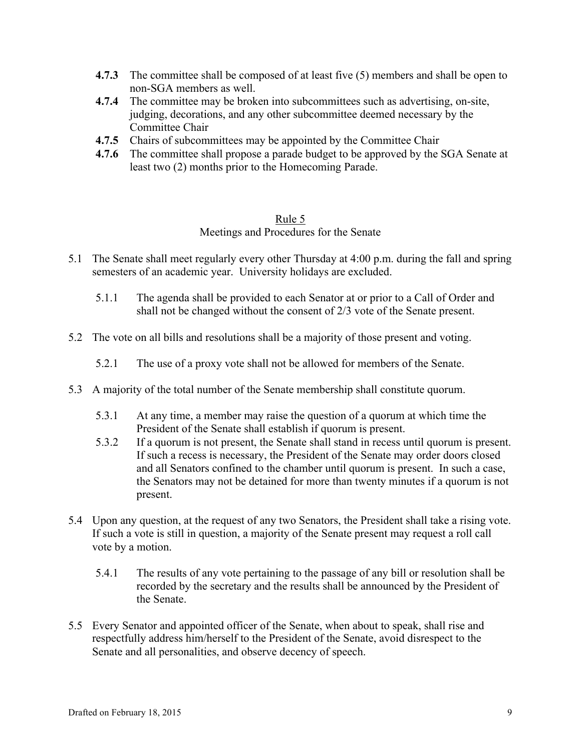- **4.7.3** The committee shall be composed of at least five (5) members and shall be open to non-SGA members as well.
- **4.7.4** The committee may be broken into subcommittees such as advertising, on-site, judging, decorations, and any other subcommittee deemed necessary by the Committee Chair
- **4.7.5** Chairs of subcommittees may be appointed by the Committee Chair
- **4.7.6** The committee shall propose a parade budget to be approved by the SGA Senate at least two (2) months prior to the Homecoming Parade.

## Rule 5
## Meetings and Procedures for the Senate

5.1 The Senate shall meet regularly every other Thursday at 4:00 p.m. during the fall and spring semesters of an academic year. University holidays are excluded.

5.1.1 The agenda shall be provided to each Senator at or prior to a Call of Order and shall not be changed without the consent of 2/3 vote of the Senate present.

5.2 The vote on all bills and resolutions shall be a majority of those present and voting.

5.2.1 The use of a proxy vote shall not be allowed for members of the Senate.

5.3 A majority of the total number of the Senate membership shall constitute quorum.

5.3.1 At any time, a member may raise the question of a quorum at which time the President of the Senate shall establish if quorum is present.

5.3.2 If a quorum is not present, the Senate shall stand in recess until quorum is present. If such a recess is necessary, the President of the Senate may order doors closed and all Senators confined to the chamber until quorum is present. In such a case, the Senators may not be detained for more than twenty minutes if a quorum is not present.

5.4 Upon any question, at the request of any two Senators, the President shall take a rising vote. If such a vote is still in question, a majority of the Senate present may request a roll call vote by a motion.

5.4.1 The results of any vote pertaining to the passage of any bill or resolution shall be recorded by the secretary and the results shall be announced by the President of the Senate.

5.5 Every Senator and appointed officer of the Senate, when about to speak, shall rise and respectfully address him/herself to the President of the Senate, avoid disrespect to the Senate and all personalities, and observe decency of speech.

Drafted on February 18, 2015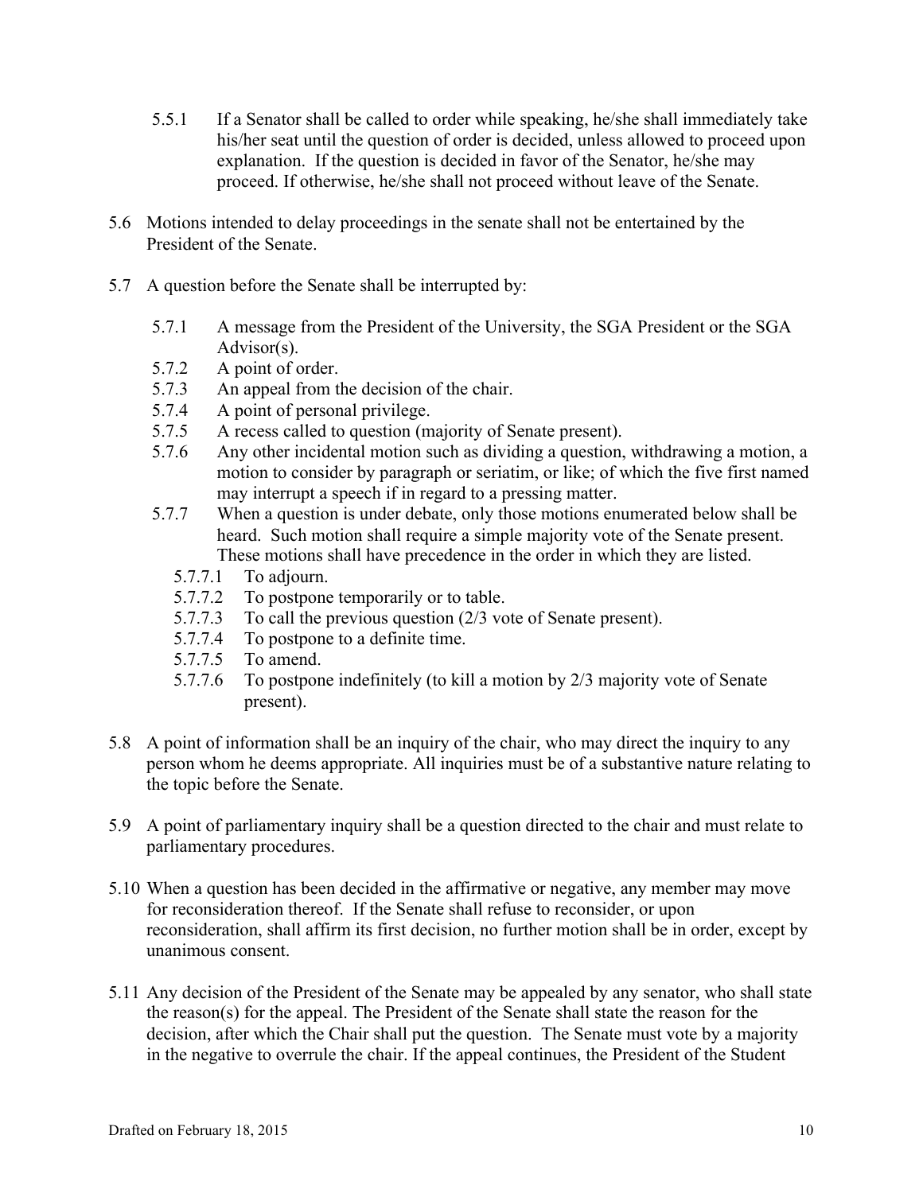5.5.1 If a Senator shall be called to order while speaking, he/she shall immediately take his/her seat until the question of order is decided, unless allowed to proceed upon explanation. If the question is decided in favor of the Senator, he/she may proceed. If otherwise, he/she shall not proceed without leave of the Senate.

5.6 Motions intended to delay proceedings in the senate shall not be entertained by the President of the Senate.

5.7 A question before the Senate shall be interrupted by:

5.7.1 A message from the President of the University, the SGA President or the SGA Advisor(s).
5.7.2 A point of order.
5.7.3 An appeal from the decision of the chair.
5.7.4 A point of personal privilege.
5.7.5 A recess called to question (majority of Senate present).
5.7.6 Any other incidental motion such as dividing a question, withdrawing a motion, a motion to consider by paragraph or seriatim, or like; of which the five first named may interrupt a speech if in regard to a pressing matter.
5.7.7 When a question is under debate, only those motions enumerated below shall be heard. Such motion shall require a simple majority vote of the Senate present. These motions shall have precedence in the order in which they are listed.

5.7.7.1 To adjourn.
5.7.7.2 To postpone temporarily or to table.
5.7.7.3 To call the previous question (2/3 vote of Senate present).
5.7.7.4 To postpone to a definite time.
5.7.7.5 To amend.
5.7.7.6 To postpone indefinitely (to kill a motion by 2/3 majority vote of Senate present).

5.8 A point of information shall be an inquiry of the chair, who may direct the inquiry to any person whom he deems appropriate. All inquiries must be of a substantive nature relating to the topic before the Senate.

5.9 A point of parliamentary inquiry shall be a question directed to the chair and must relate to parliamentary procedures.

5.10 When a question has been decided in the affirmative or negative, any member may move for reconsideration thereof. If the Senate shall refuse to reconsider, or upon reconsideration, shall affirm its first decision, no further motion shall be in order, except by unanimous consent.

5.11 Any decision of the President of the Senate may be appealed by any senator, who shall state the reason(s) for the appeal. The President of the Senate shall state the reason for the decision, after which the Chair shall put the question. The Senate must vote by a majority in the negative to overrule the chair. If the appeal continues, the President of the Student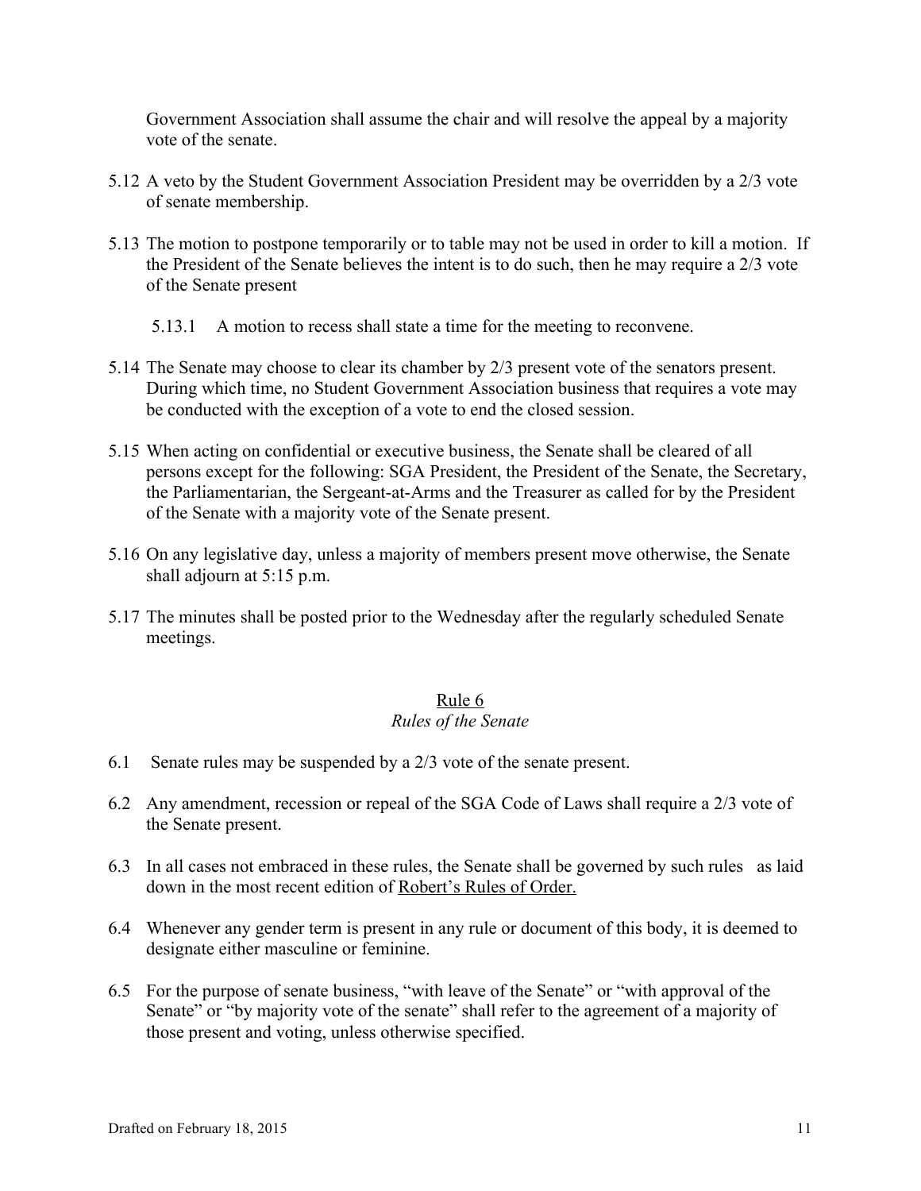Government Association shall assume the chair and will resolve the appeal by a majority vote of the senate.

5.12 A veto by the Student Government Association President may be overridden by a 2/3 vote of senate membership.

5.13 The motion to postpone temporarily or to table may not be used in order to kill a motion. If the President of the Senate believes the intent is to do such, then he may require a 2/3 vote of the Senate present

5.13.1 A motion to recess shall state a time for the meeting to reconvene.

5.14 The Senate may choose to clear its chamber by 2/3 present vote of the senators present. During which time, no Student Government Association business that requires a vote may be conducted with the exception of a vote to end the closed session.

5.15 When acting on confidential or executive business, the Senate shall be cleared of all persons except for the following: SGA President, the President of the Senate, the Secretary, the Parliamentarian, the Sergeant-at-Arms and the Treasurer as called for by the President of the Senate with a majority vote of the Senate present.

5.16 On any legislative day, unless a majority of members present move otherwise, the Senate shall adjourn at 5:15 p.m.

5.17 The minutes shall be posted prior to the Wednesday after the regularly scheduled Senate meetings.

## Rule 6
*Rules of the Senate*

6.1 Senate rules may be suspended by a 2/3 vote of the senate present.

6.2 Any amendment, recession or repeal of the SGA Code of Laws shall require a 2/3 vote of the Senate present.

6.3 In all cases not embraced in these rules, the Senate shall be governed by such rules as laid down in the most recent edition of Robert's Rules of Order.

6.4 Whenever any gender term is present in any rule or document of this body, it is deemed to designate either masculine or feminine.

6.5 For the purpose of senate business, "with leave of the Senate" or "with approval of the Senate" or "by majority vote of the senate" shall refer to the agreement of a majority of those present and voting, unless otherwise specified.

Drafted on February 18, 2015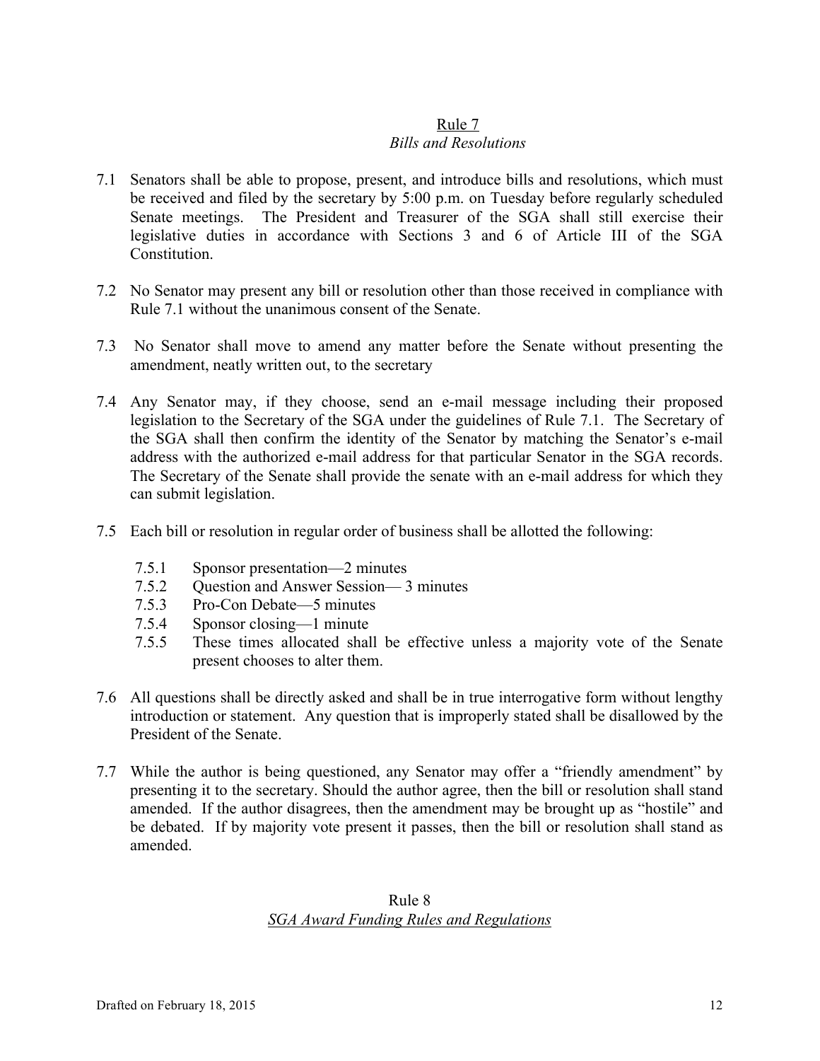## Rule 7
### *Bills and Resolutions*

7.1 Senators shall be able to propose, present, and introduce bills and resolutions, which must be received and filed by the secretary by 5:00 p.m. on Tuesday before regularly scheduled Senate meetings. The President and Treasurer of the SGA shall still exercise their legislative duties in accordance with Sections 3 and 6 of Article III of the SGA Constitution.

7.2 No Senator may present any bill or resolution other than those received in compliance with Rule 7.1 without the unanimous consent of the Senate.

7.3 No Senator shall move to amend any matter before the Senate without presenting the amendment, neatly written out, to the secretary

7.4 Any Senator may, if they choose, send an e-mail message including their proposed legislation to the Secretary of the SGA under the guidelines of Rule 7.1. The Secretary of the SGA shall then confirm the identity of the Senator by matching the Senator's e-mail address with the authorized e-mail address for that particular Senator in the SGA records. The Secretary of the Senate shall provide the senate with an e-mail address for which they can submit legislation.

7.5 Each bill or resolution in regular order of business shall be allotted the following:

- 7.5.1 Sponsor presentation—2 minutes
- 7.5.2 Question and Answer Session— 3 minutes
- 7.5.3 Pro-Con Debate—5 minutes
- 7.5.4 Sponsor closing—1 minute
- 7.5.5 These times allocated shall be effective unless a majority vote of the Senate present chooses to alter them.

7.6 All questions shall be directly asked and shall be in true interrogative form without lengthy introduction or statement. Any question that is improperly stated shall be disallowed by the President of the Senate.

7.7 While the author is being questioned, any Senator may offer a "friendly amendment" by presenting it to the secretary. Should the author agree, then the bill or resolution shall stand amended. If the author disagrees, then the amendment may be brought up as "hostile" and be debated. If by majority vote present it passes, then the bill or resolution shall stand as amended.

## Rule 8
### *SGA Award Funding Rules and Regulations*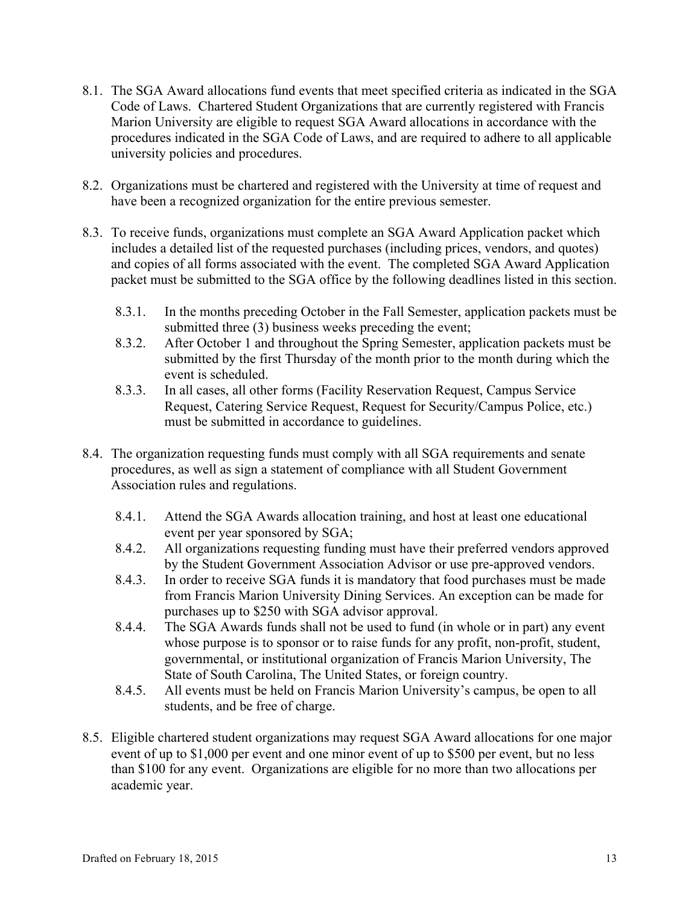8.1. The SGA Award allocations fund events that meet specified criteria as indicated in the SGA Code of Laws. Chartered Student Organizations that are currently registered with Francis Marion University are eligible to request SGA Award allocations in accordance with the procedures indicated in the SGA Code of Laws, and are required to adhere to all applicable university policies and procedures.

8.2. Organizations must be chartered and registered with the University at time of request and have been a recognized organization for the entire previous semester.

8.3. To receive funds, organizations must complete an SGA Award Application packet which includes a detailed list of the requested purchases (including prices, vendors, and quotes) and copies of all forms associated with the event. The completed SGA Award Application packet must be submitted to the SGA office by the following deadlines listed in this section.

- 8.3.1. In the months preceding October in the Fall Semester, application packets must be submitted three (3) business weeks preceding the event;
- 8.3.2. After October 1 and throughout the Spring Semester, application packets must be submitted by the first Thursday of the month prior to the month during which the event is scheduled.
- 8.3.3. In all cases, all other forms (Facility Reservation Request, Campus Service Request, Catering Service Request, Request for Security/Campus Police, etc.) must be submitted in accordance to guidelines.

8.4. The organization requesting funds must comply with all SGA requirements and senate procedures, as well as sign a statement of compliance with all Student Government Association rules and regulations.

- 8.4.1. Attend the SGA Awards allocation training, and host at least one educational event per year sponsored by SGA;
- 8.4.2. All organizations requesting funding must have their preferred vendors approved by the Student Government Association Advisor or use pre-approved vendors.
- 8.4.3. In order to receive SGA funds it is mandatory that food purchases must be made from Francis Marion University Dining Services. An exception can be made for purchases up to $250 with SGA advisor approval.
- 8.4.4. The SGA Awards funds shall not be used to fund (in whole or in part) any event whose purpose is to sponsor or to raise funds for any profit, non-profit, student, governmental, or institutional organization of Francis Marion University, The State of South Carolina, The United States, or foreign country.
- 8.4.5. All events must be held on Francis Marion University's campus, be open to all students, and be free of charge.

8.5. Eligible chartered student organizations may request SGA Award allocations for one major event of up to $1,000 per event and one minor event of up to $500 per event, but no less than $100 for any event. Organizations are eligible for no more than two allocations per academic year.

Drafted on February 18, 2015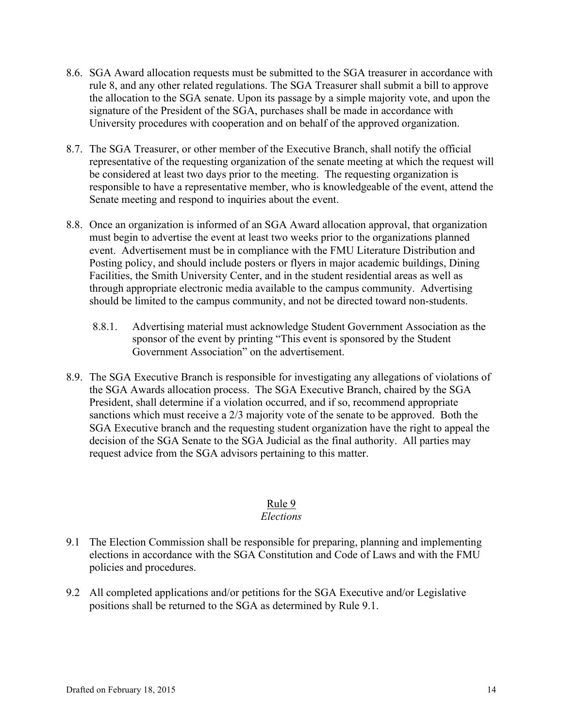8.6. SGA Award allocation requests must be submitted to the SGA treasurer in accordance with rule 8, and any other related regulations. The SGA Treasurer shall submit a bill to approve the allocation to the SGA senate. Upon its passage by a simple majority vote, and upon the signature of the President of the SGA, purchases shall be made in accordance with University procedures with cooperation and on behalf of the approved organization.

8.7. The SGA Treasurer, or other member of the Executive Branch, shall notify the official representative of the requesting organization of the senate meeting at which the request will be considered at least two days prior to the meeting. The requesting organization is responsible to have a representative member, who is knowledgeable of the event, attend the Senate meeting and respond to inquiries about the event.

8.8. Once an organization is informed of an SGA Award allocation approval, that organization must begin to advertise the event at least two weeks prior to the organizations planned event. Advertisement must be in compliance with the FMU Literature Distribution and Posting policy, and should include posters or flyers in major academic buildings, Dining Facilities, the Smith University Center, and in the student residential areas as well as through appropriate electronic media available to the campus community. Advertising should be limited to the campus community, and not be directed toward non-students.

8.8.1. Advertising material must acknowledge Student Government Association as the sponsor of the event by printing "This event is sponsored by the Student Government Association" on the advertisement.

8.9. The SGA Executive Branch is responsible for investigating any allegations of violations of the SGA Awards allocation process. The SGA Executive Branch, chaired by the SGA President, shall determine if a violation occurred, and if so, recommend appropriate sanctions which must receive a 2/3 majority vote of the senate to be approved. Both the SGA Executive branch and the requesting student organization have the right to appeal the decision of the SGA Senate to the SGA Judicial as the final authority. All parties may request advice from the SGA advisors pertaining to this matter.

## Rule 9
*Elections*

9.1 The Election Commission shall be responsible for preparing, planning and implementing elections in accordance with the SGA Constitution and Code of Laws and with the FMU policies and procedures.

9.2 All completed applications and/or petitions for the SGA Executive and/or Legislative positions shall be returned to the SGA as determined by Rule 9.1.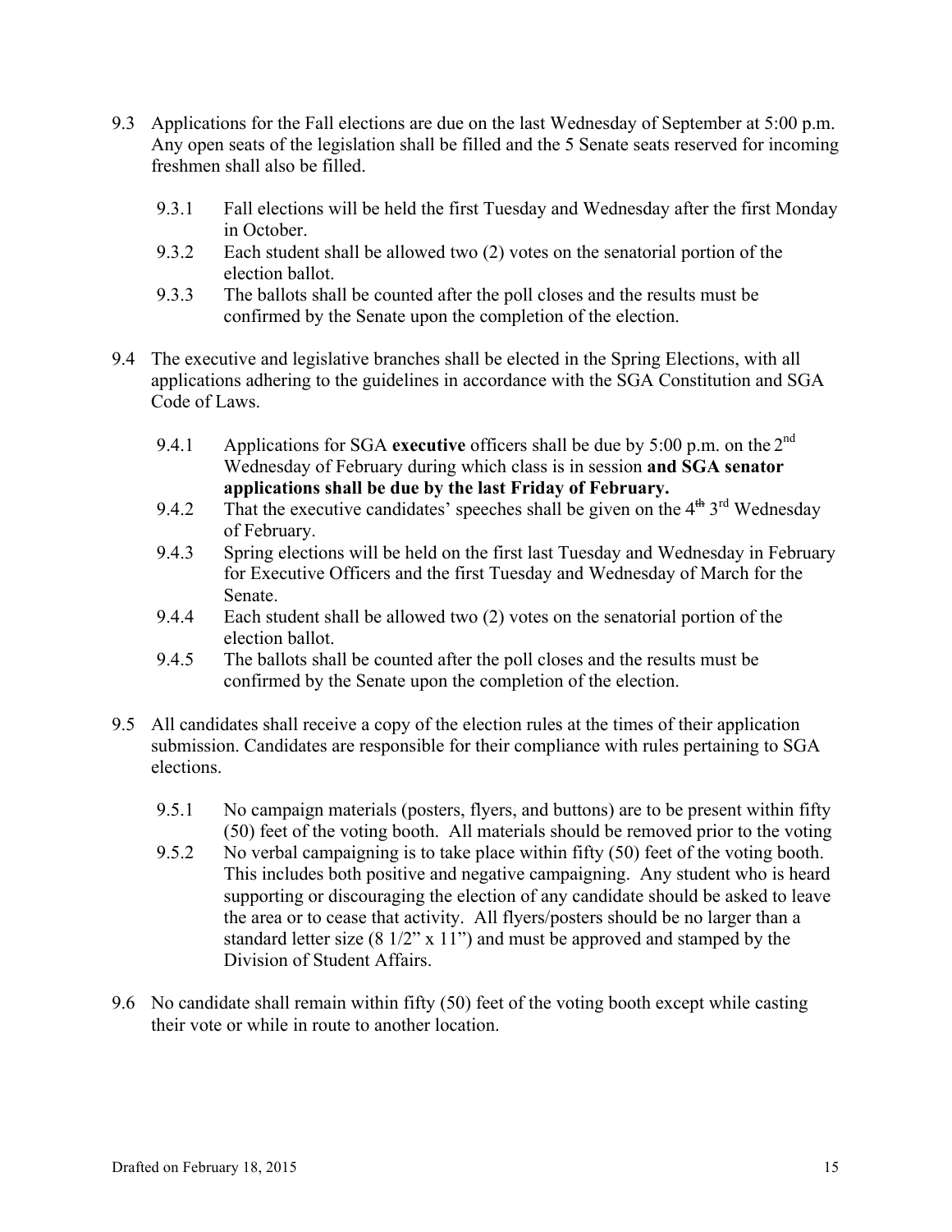9.3 Applications for the Fall elections are due on the last Wednesday of September at 5:00 p.m. Any open seats of the legislation shall be filled and the 5 Senate seats reserved for incoming freshmen shall also be filled.

- 9.3.1 Fall elections will be held the first Tuesday and Wednesday after the first Monday in October.
- 9.3.2 Each student shall be allowed two (2) votes on the senatorial portion of the election ballot.
- 9.3.3 The ballots shall be counted after the poll closes and the results must be confirmed by the Senate upon the completion of the election.

9.4 The executive and legislative branches shall be elected in the Spring Elections, with all applications adhering to the guidelines in accordance with the SGA Constitution and SGA Code of Laws.

- 9.4.1 Applications for SGA **executive** officers shall be due by 5:00 p.m. on the 2nd Wednesday of February during which class is in session **and SGA senator applications shall be due by the last Friday of February.**
- 9.4.2 That the executive candidates' speeches shall be given on the ~~4th~~ 3rd Wednesday of February.
- 9.4.3 Spring elections will be held on the first last Tuesday and Wednesday in February for Executive Officers and the first Tuesday and Wednesday of March for the Senate.
- 9.4.4 Each student shall be allowed two (2) votes on the senatorial portion of the election ballot.
- 9.4.5 The ballots shall be counted after the poll closes and the results must be confirmed by the Senate upon the completion of the election.

9.5 All candidates shall receive a copy of the election rules at the times of their application submission. Candidates are responsible for their compliance with rules pertaining to SGA elections.

- 9.5.1 No campaign materials (posters, flyers, and buttons) are to be present within fifty (50) feet of the voting booth. All materials should be removed prior to the voting
- 9.5.2 No verbal campaigning is to take place within fifty (50) feet of the voting booth. This includes both positive and negative campaigning. Any student who is heard supporting or discouraging the election of any candidate should be asked to leave the area or to cease that activity. All flyers/posters should be no larger than a standard letter size (8 1/2" x 11") and must be approved and stamped by the Division of Student Affairs.

9.6 No candidate shall remain within fifty (50) feet of the voting booth except while casting their vote or while in route to another location.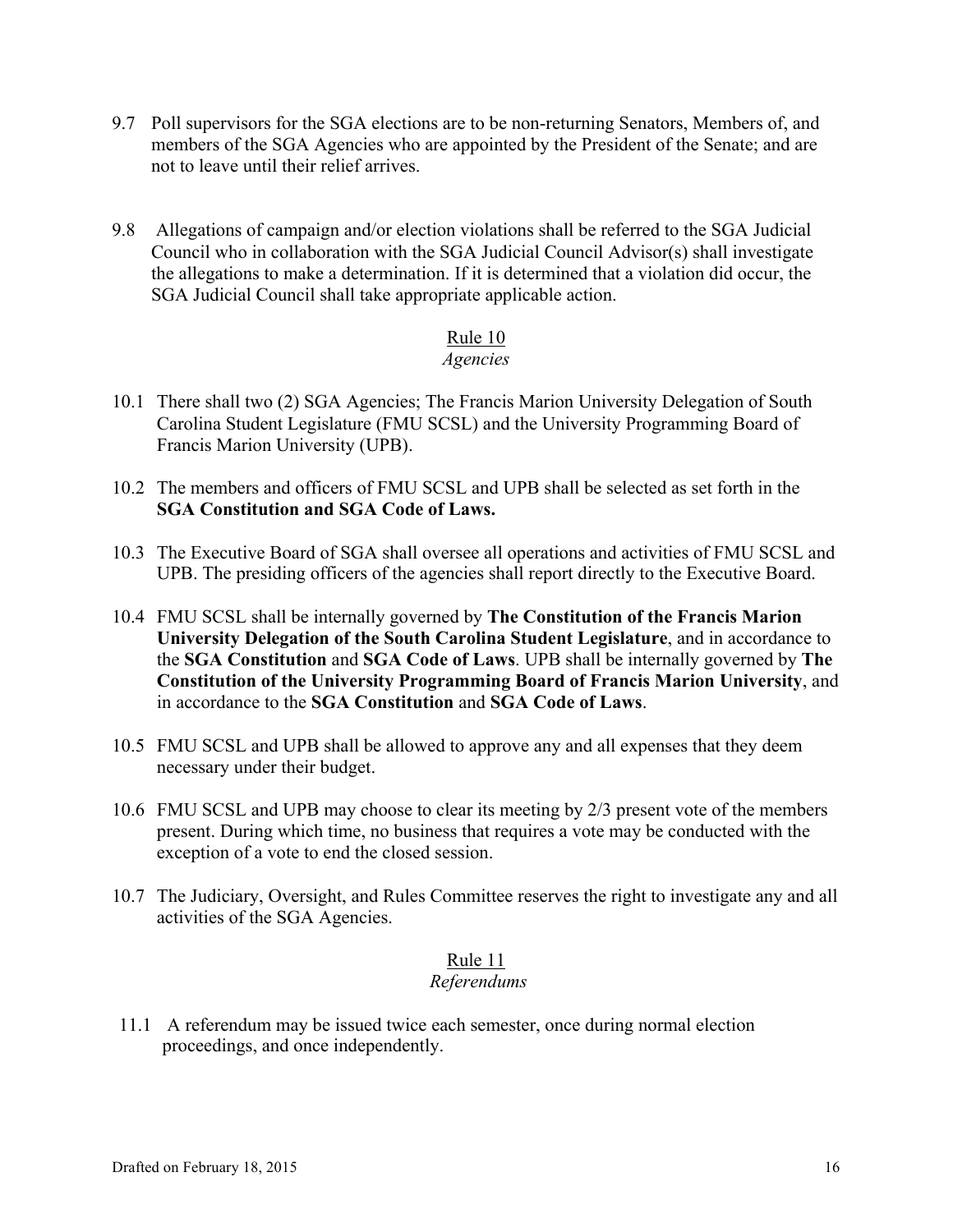9.7 Poll supervisors for the SGA elections are to be non-returning Senators, Members of, and members of the SGA Agencies who are appointed by the President of the Senate; and are not to leave until their relief arrives.

9.8 Allegations of campaign and/or election violations shall be referred to the SGA Judicial Council who in collaboration with the SGA Judicial Council Advisor(s) shall investigate the allegations to make a determination. If it is determined that a violation did occur, the SGA Judicial Council shall take appropriate applicable action.

## Rule 10
*Agencies*

10.1 There shall two (2) SGA Agencies; The Francis Marion University Delegation of South Carolina Student Legislature (FMU SCSL) and the University Programming Board of Francis Marion University (UPB).

10.2 The members and officers of FMU SCSL and UPB shall be selected as set forth in the **SGA Constitution and SGA Code of Laws.**

10.3 The Executive Board of SGA shall oversee all operations and activities of FMU SCSL and UPB. The presiding officers of the agencies shall report directly to the Executive Board.

10.4 FMU SCSL shall be internally governed by **The Constitution of the Francis Marion University Delegation of the South Carolina Student Legislature**, and in accordance to the **SGA Constitution** and **SGA Code of Laws**. UPB shall be internally governed by **The Constitution of the University Programming Board of Francis Marion University**, and in accordance to the **SGA Constitution** and **SGA Code of Laws**.

10.5 FMU SCSL and UPB shall be allowed to approve any and all expenses that they deem necessary under their budget.

10.6 FMU SCSL and UPB may choose to clear its meeting by 2/3 present vote of the members present. During which time, no business that requires a vote may be conducted with the exception of a vote to end the closed session.

10.7 The Judiciary, Oversight, and Rules Committee reserves the right to investigate any and all activities of the SGA Agencies.

## Rule 11
*Referendums*

11.1 A referendum may be issued twice each semester, once during normal election proceedings, and once independently.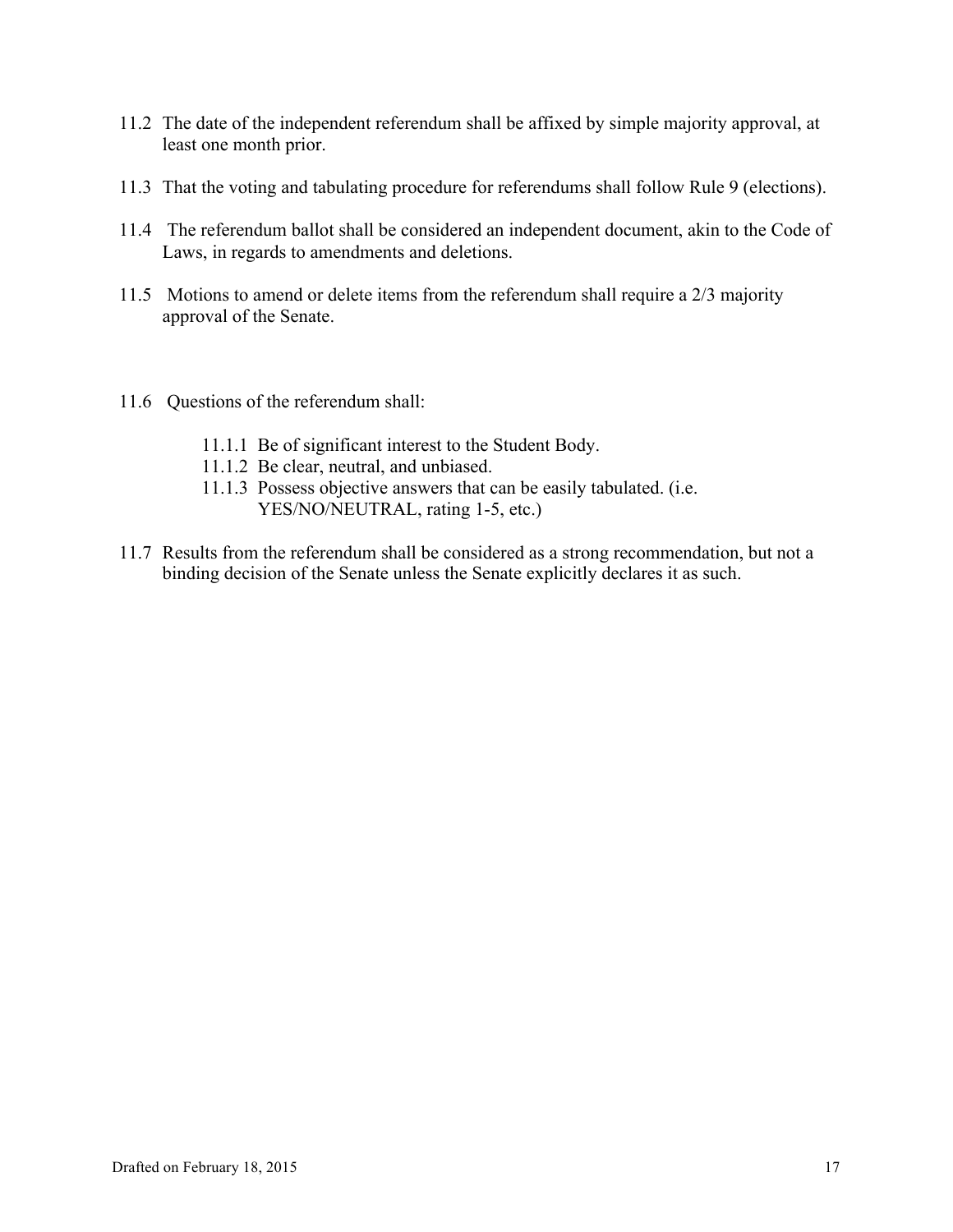11.2 The date of the independent referendum shall be affixed by simple majority approval, at least one month prior.

11.3 That the voting and tabulating procedure for referendums shall follow Rule 9 (elections).

11.4 The referendum ballot shall be considered an independent document, akin to the Code of Laws, in regards to amendments and deletions.

11.5 Motions to amend or delete items from the referendum shall require a 2/3 majority approval of the Senate.

11.6 Questions of the referendum shall:

- 11.1.1 Be of significant interest to the Student Body.
- 11.1.2 Be clear, neutral, and unbiased.
- 11.1.3 Possess objective answers that can be easily tabulated. (i.e. YES/NO/NEUTRAL, rating 1-5, etc.)

11.7 Results from the referendum shall be considered as a strong recommendation, but not a binding decision of the Senate unless the Senate explicitly declares it as such.

Drafted on February 18, 2015